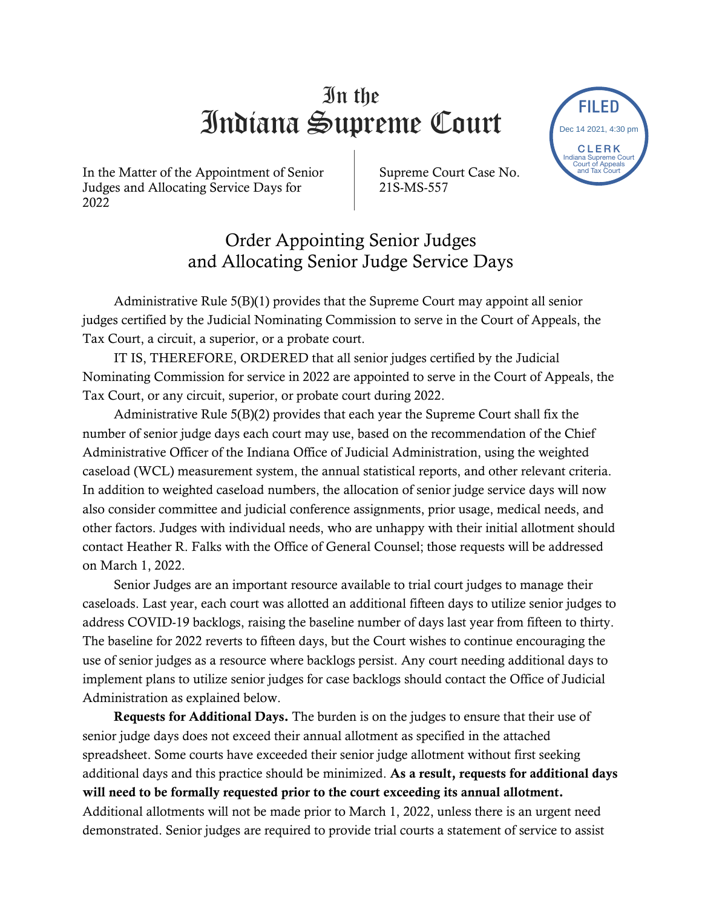# In the Indiana Supreme Court

FILED
Dec 14 2021, 4:30 pm
CLERK
Indiana Supreme Court
Court of Appeals
and Tax Court

In the Matter of the Appointment of Senior Judges and Allocating Service Days for 2022

Supreme Court Case No. 21S-MS-557

## Order Appointing Senior Judges and Allocating Senior Judge Service Days

Administrative Rule 5(B)(1) provides that the Supreme Court may appoint all senior judges certified by the Judicial Nominating Commission to serve in the Court of Appeals, the Tax Court, a circuit, a superior, or a probate court.

IT IS, THEREFORE, ORDERED that all senior judges certified by the Judicial Nominating Commission for service in 2022 are appointed to serve in the Court of Appeals, the Tax Court, or any circuit, superior, or probate court during 2022.

Administrative Rule 5(B)(2) provides that each year the Supreme Court shall fix the number of senior judge days each court may use, based on the recommendation of the Chief Administrative Officer of the Indiana Office of Judicial Administration, using the weighted caseload (WCL) measurement system, the annual statistical reports, and other relevant criteria. In addition to weighted caseload numbers, the allocation of senior judge service days will now also consider committee and judicial conference assignments, prior usage, medical needs, and other factors. Judges with individual needs, who are unhappy with their initial allotment should contact Heather R. Falks with the Office of General Counsel; those requests will be addressed on March 1, 2022.

Senior Judges are an important resource available to trial court judges to manage their caseloads. Last year, each court was allotted an additional fifteen days to utilize senior judges to address COVID-19 backlogs, raising the baseline number of days last year from fifteen to thirty. The baseline for 2022 reverts to fifteen days, but the Court wishes to continue encouraging the use of senior judges as a resource where backlogs persist. Any court needing additional days to implement plans to utilize senior judges for case backlogs should contact the Office of Judicial Administration as explained below.

**Requests for Additional Days.** The burden is on the judges to ensure that their use of senior judge days does not exceed their annual allotment as specified in the attached spreadsheet. Some courts have exceeded their senior judge allotment without first seeking additional days and this practice should be minimized. **As a result, requests for additional days will need to be formally requested prior to the court exceeding its annual allotment.** Additional allotments will not be made prior to March 1, 2022, unless there is an urgent need demonstrated. Senior judges are required to provide trial courts a statement of service to assist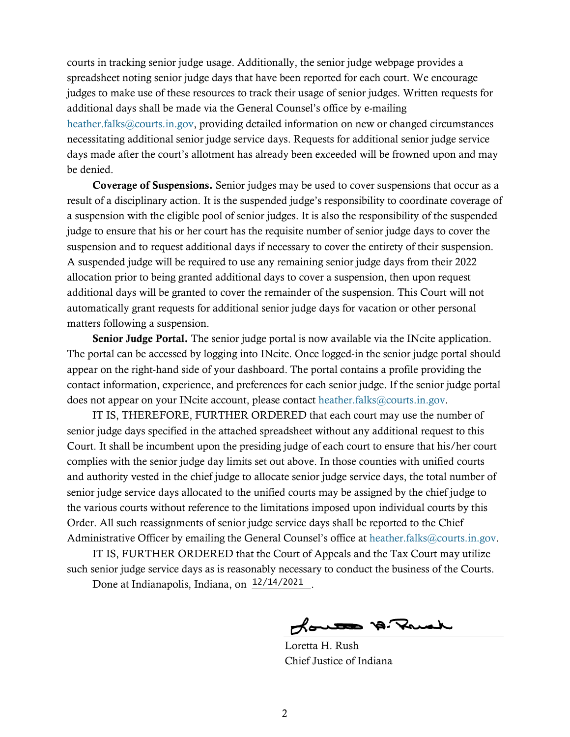courts in tracking senior judge usage. Additionally, the senior judge webpage provides a spreadsheet noting senior judge days that have been reported for each court. We encourage judges to make use of these resources to track their usage of senior judges. Written requests for additional days shall be made via the General Counsel's office by e-mailing heather.falks@courts.in.gov, providing detailed information on new or changed circumstances necessitating additional senior judge service days. Requests for additional senior judge service days made after the court's allotment has already been exceeded will be frowned upon and may be denied.

**Coverage of Suspensions.** Senior judges may be used to cover suspensions that occur as a result of a disciplinary action. It is the suspended judge's responsibility to coordinate coverage of a suspension with the eligible pool of senior judges. It is also the responsibility of the suspended judge to ensure that his or her court has the requisite number of senior judge days to cover the suspension and to request additional days if necessary to cover the entirety of their suspension. A suspended judge will be required to use any remaining senior judge days from their 2022 allocation prior to being granted additional days to cover a suspension, then upon request additional days will be granted to cover the remainder of the suspension. This Court will not automatically grant requests for additional senior judge days for vacation or other personal matters following a suspension.

**Senior Judge Portal.** The senior judge portal is now available via the INcite application. The portal can be accessed by logging into INcite. Once logged-in the senior judge portal should appear on the right-hand side of your dashboard. The portal contains a profile providing the contact information, experience, and preferences for each senior judge. If the senior judge portal does not appear on your INcite account, please contact heather.falks@courts.in.gov.

IT IS, THEREFORE, FURTHER ORDERED that each court may use the number of senior judge days specified in the attached spreadsheet without any additional request to this Court. It shall be incumbent upon the presiding judge of each court to ensure that his/her court complies with the senior judge day limits set out above. In those counties with unified courts and authority vested in the chief judge to allocate senior judge service days, the total number of senior judge service days allocated to the unified courts may be assigned by the chief judge to the various courts without reference to the limitations imposed upon individual courts by this Order. All such reassignments of senior judge service days shall be reported to the Chief Administrative Officer by emailing the General Counsel's office at heather.falks@courts.in.gov.

IT IS, FURTHER ORDERED that the Court of Appeals and the Tax Court may utilize such senior judge service days as is reasonably necessary to conduct the business of the Courts.

Done at Indianapolis, Indiana, on 12/14/2021.

Loretta H. Rush
Chief Justice of Indiana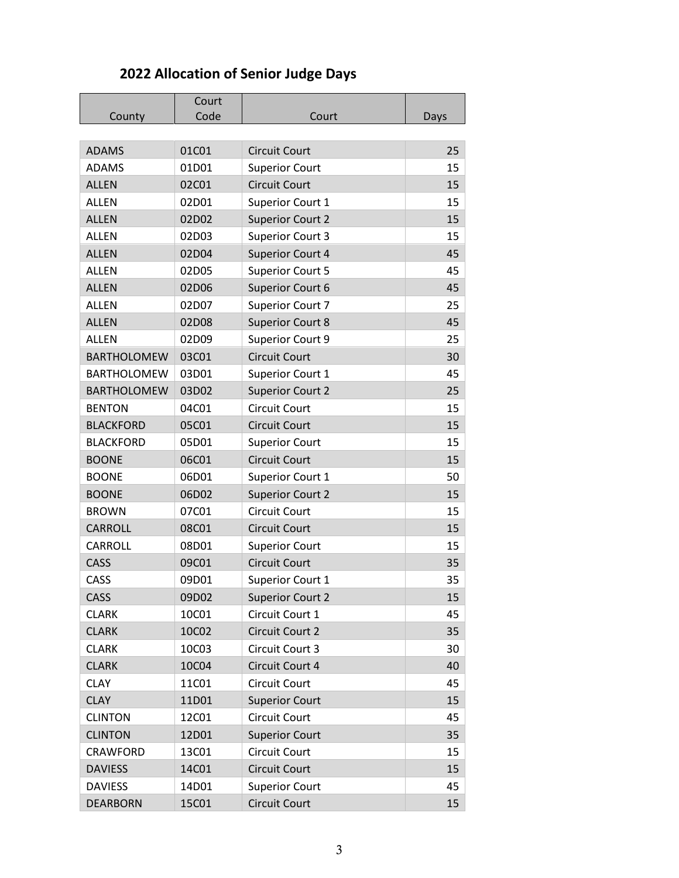## 2022 Allocation of Senior Judge Days

| County | Court Code | Court | Days |
|---|---|---|---|
| ADAMS | 01C01 | Circuit Court | 25 |
| ADAMS | 01D01 | Superior Court | 15 |
| ALLEN | 02C01 | Circuit Court | 15 |
| ALLEN | 02D01 | Superior Court 1 | 15 |
| ALLEN | 02D02 | Superior Court 2 | 15 |
| ALLEN | 02D03 | Superior Court 3 | 15 |
| ALLEN | 02D04 | Superior Court 4 | 45 |
| ALLEN | 02D05 | Superior Court 5 | 45 |
| ALLEN | 02D06 | Superior Court 6 | 45 |
| ALLEN | 02D07 | Superior Court 7 | 25 |
| ALLEN | 02D08 | Superior Court 8 | 45 |
| ALLEN | 02D09 | Superior Court 9 | 25 |
| BARTHOLOMEW | 03C01 | Circuit Court | 30 |
| BARTHOLOMEW | 03D01 | Superior Court 1 | 45 |
| BARTHOLOMEW | 03D02 | Superior Court 2 | 25 |
| BENTON | 04C01 | Circuit Court | 15 |
| BLACKFORD | 05C01 | Circuit Court | 15 |
| BLACKFORD | 05D01 | Superior Court | 15 |
| BOONE | 06C01 | Circuit Court | 15 |
| BOONE | 06D01 | Superior Court 1 | 50 |
| BOONE | 06D02 | Superior Court 2 | 15 |
| BROWN | 07C01 | Circuit Court | 15 |
| CARROLL | 08C01 | Circuit Court | 15 |
| CARROLL | 08D01 | Superior Court | 15 |
| CASS | 09C01 | Circuit Court | 35 |
| CASS | 09D01 | Superior Court 1 | 35 |
| CASS | 09D02 | Superior Court 2 | 15 |
| CLARK | 10C01 | Circuit Court 1 | 45 |
| CLARK | 10C02 | Circuit Court 2 | 35 |
| CLARK | 10C03 | Circuit Court 3 | 30 |
| CLARK | 10C04 | Circuit Court 4 | 40 |
| CLAY | 11C01 | Circuit Court | 45 |
| CLAY | 11D01 | Superior Court | 15 |
| CLINTON | 12C01 | Circuit Court | 45 |
| CLINTON | 12D01 | Superior Court | 35 |
| CRAWFORD | 13C01 | Circuit Court | 15 |
| DAVIESS | 14C01 | Circuit Court | 15 |
| DAVIESS | 14D01 | Superior Court | 45 |
| DEARBORN | 15C01 | Circuit Court | 15 |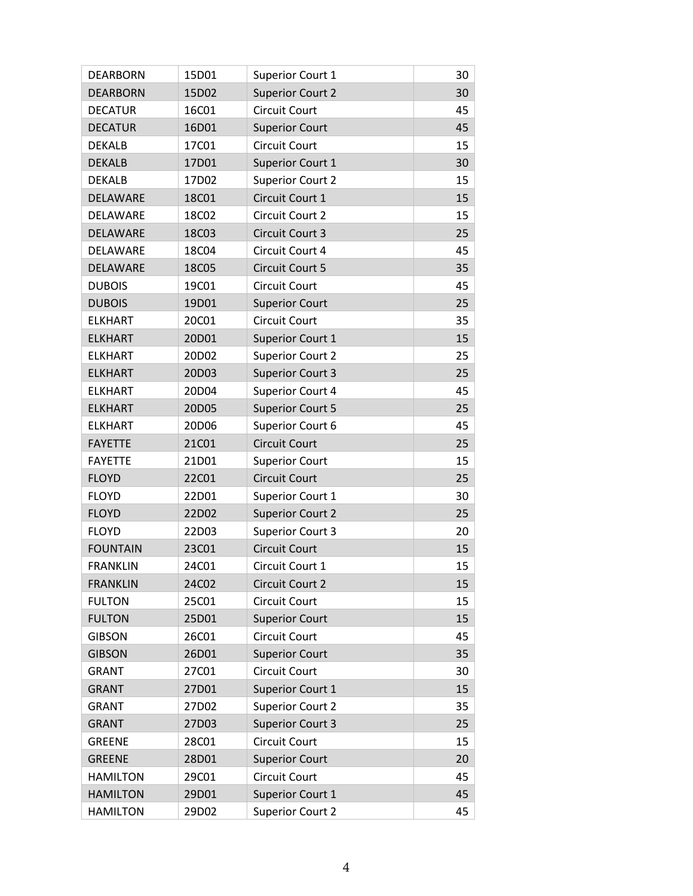| DEARBORN | 15D01 | Superior Court 1 | 30 |
|---|---|---|---|
| DEARBORN | 15D02 | Superior Court 2 | 30 |
| DECATUR | 16C01 | Circuit Court | 45 |
| DECATUR | 16D01 | Superior Court | 45 |
| DEKALB | 17C01 | Circuit Court | 15 |
| DEKALB | 17D01 | Superior Court 1 | 30 |
| DEKALB | 17D02 | Superior Court 2 | 15 |
| DELAWARE | 18C01 | Circuit Court 1 | 15 |
| DELAWARE | 18C02 | Circuit Court 2 | 15 |
| DELAWARE | 18C03 | Circuit Court 3 | 25 |
| DELAWARE | 18C04 | Circuit Court 4 | 45 |
| DELAWARE | 18C05 | Circuit Court 5 | 35 |
| DUBOIS | 19C01 | Circuit Court | 45 |
| DUBOIS | 19D01 | Superior Court | 25 |
| ELKHART | 20C01 | Circuit Court | 35 |
| ELKHART | 20D01 | Superior Court 1 | 15 |
| ELKHART | 20D02 | Superior Court 2 | 25 |
| ELKHART | 20D03 | Superior Court 3 | 25 |
| ELKHART | 20D04 | Superior Court 4 | 45 |
| ELKHART | 20D05 | Superior Court 5 | 25 |
| ELKHART | 20D06 | Superior Court 6 | 45 |
| FAYETTE | 21C01 | Circuit Court | 25 |
| FAYETTE | 21D01 | Superior Court | 15 |
| FLOYD | 22C01 | Circuit Court | 25 |
| FLOYD | 22D01 | Superior Court 1 | 30 |
| FLOYD | 22D02 | Superior Court 2 | 25 |
| FLOYD | 22D03 | Superior Court 3 | 20 |
| FOUNTAIN | 23C01 | Circuit Court | 15 |
| FRANKLIN | 24C01 | Circuit Court 1 | 15 |
| FRANKLIN | 24C02 | Circuit Court 2 | 15 |
| FULTON | 25C01 | Circuit Court | 15 |
| FULTON | 25D01 | Superior Court | 15 |
| GIBSON | 26C01 | Circuit Court | 45 |
| GIBSON | 26D01 | Superior Court | 35 |
| GRANT | 27C01 | Circuit Court | 30 |
| GRANT | 27D01 | Superior Court 1 | 15 |
| GRANT | 27D02 | Superior Court 2 | 35 |
| GRANT | 27D03 | Superior Court 3 | 25 |
| GREENE | 28C01 | Circuit Court | 15 |
| GREENE | 28D01 | Superior Court | 20 |
| HAMILTON | 29C01 | Circuit Court | 45 |
| HAMILTON | 29D01 | Superior Court 1 | 45 |
| HAMILTON | 29D02 | Superior Court 2 | 45 |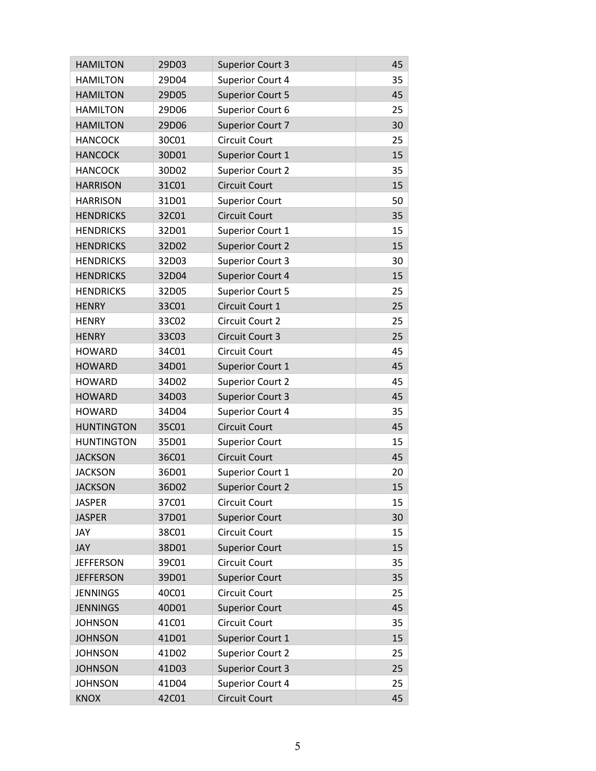| | | | |
|---|---|---|---|
| HAMILTON | 29D03 | Superior Court 3 | 45 |
| HAMILTON | 29D04 | Superior Court 4 | 35 |
| HAMILTON | 29D05 | Superior Court 5 | 45 |
| HAMILTON | 29D06 | Superior Court 6 | 25 |
| HAMILTON | 29D06 | Superior Court 7 | 30 |
| HANCOCK | 30C01 | Circuit Court | 25 |
| HANCOCK | 30D01 | Superior Court 1 | 15 |
| HANCOCK | 30D02 | Superior Court 2 | 35 |
| HARRISON | 31C01 | Circuit Court | 15 |
| HARRISON | 31D01 | Superior Court | 50 |
| HENDRICKS | 32C01 | Circuit Court | 35 |
| HENDRICKS | 32D01 | Superior Court 1 | 15 |
| HENDRICKS | 32D02 | Superior Court 2 | 15 |
| HENDRICKS | 32D03 | Superior Court 3 | 30 |
| HENDRICKS | 32D04 | Superior Court 4 | 15 |
| HENDRICKS | 32D05 | Superior Court 5 | 25 |
| HENRY | 33C01 | Circuit Court 1 | 25 |
| HENRY | 33C02 | Circuit Court 2 | 25 |
| HENRY | 33C03 | Circuit Court 3 | 25 |
| HOWARD | 34C01 | Circuit Court | 45 |
| HOWARD | 34D01 | Superior Court 1 | 45 |
| HOWARD | 34D02 | Superior Court 2 | 45 |
| HOWARD | 34D03 | Superior Court 3 | 45 |
| HOWARD | 34D04 | Superior Court 4 | 35 |
| HUNTINGTON | 35C01 | Circuit Court | 45 |
| HUNTINGTON | 35D01 | Superior Court | 15 |
| JACKSON | 36C01 | Circuit Court | 45 |
| JACKSON | 36D01 | Superior Court 1 | 20 |
| JACKSON | 36D02 | Superior Court 2 | 15 |
| JASPER | 37C01 | Circuit Court | 15 |
| JASPER | 37D01 | Superior Court | 30 |
| JAY | 38C01 | Circuit Court | 15 |
| JAY | 38D01 | Superior Court | 15 |
| JEFFERSON | 39C01 | Circuit Court | 35 |
| JEFFERSON | 39D01 | Superior Court | 35 |
| JENNINGS | 40C01 | Circuit Court | 25 |
| JENNINGS | 40D01 | Superior Court | 45 |
| JOHNSON | 41C01 | Circuit Court | 35 |
| JOHNSON | 41D01 | Superior Court 1 | 15 |
| JOHNSON | 41D02 | Superior Court 2 | 25 |
| JOHNSON | 41D03 | Superior Court 3 | 25 |
| JOHNSON | 41D04 | Superior Court 4 | 25 |
| KNOX | 42C01 | Circuit Court | 45 |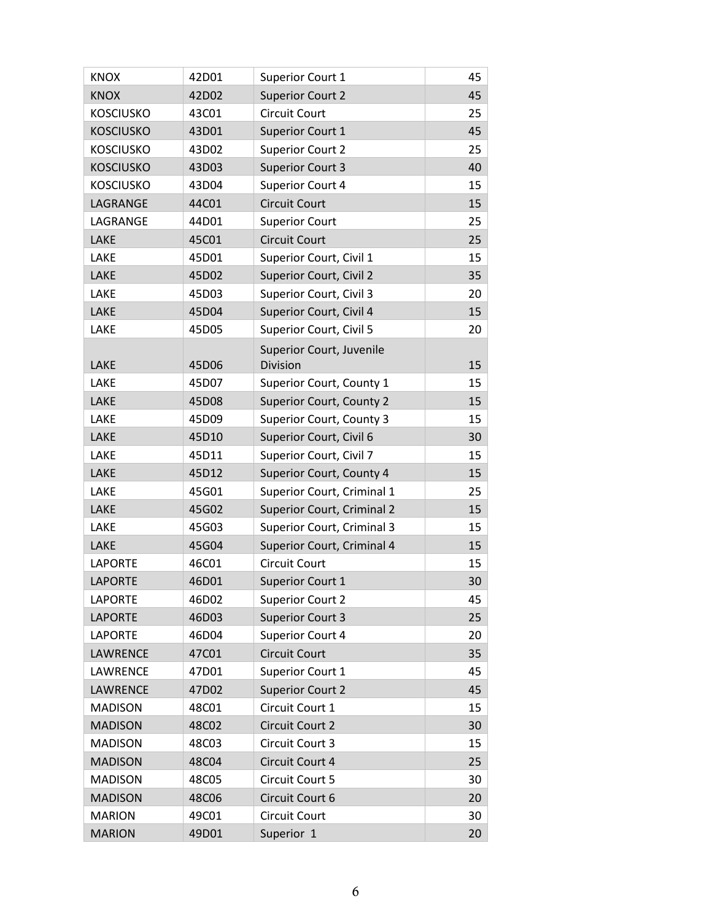| KNOX | 42D01 | Superior Court 1 | 45 |
|---|---|---|---|
| KNOX | 42D02 | Superior Court 2 | 45 |
| KOSCIUSKO | 43C01 | Circuit Court | 25 |
| KOSCIUSKO | 43D01 | Superior Court 1 | 45 |
| KOSCIUSKO | 43D02 | Superior Court 2 | 25 |
| KOSCIUSKO | 43D03 | Superior Court 3 | 40 |
| KOSCIUSKO | 43D04 | Superior Court 4 | 15 |
| LAGRANGE | 44C01 | Circuit Court | 15 |
| LAGRANGE | 44D01 | Superior Court | 25 |
| LAKE | 45C01 | Circuit Court | 25 |
| LAKE | 45D01 | Superior Court, Civil 1 | 15 |
| LAKE | 45D02 | Superior Court, Civil 2 | 35 |
| LAKE | 45D03 | Superior Court, Civil 3 | 20 |
| LAKE | 45D04 | Superior Court, Civil 4 | 15 |
| LAKE | 45D05 | Superior Court, Civil 5 | 20 |
| LAKE | 45D06 | Superior Court, Juvenile Division | 15 |
| LAKE | 45D07 | Superior Court, County 1 | 15 |
| LAKE | 45D08 | Superior Court, County 2 | 15 |
| LAKE | 45D09 | Superior Court, County 3 | 15 |
| LAKE | 45D10 | Superior Court, Civil 6 | 30 |
| LAKE | 45D11 | Superior Court, Civil 7 | 15 |
| LAKE | 45D12 | Superior Court, County 4 | 15 |
| LAKE | 45G01 | Superior Court, Criminal 1 | 25 |
| LAKE | 45G02 | Superior Court, Criminal 2 | 15 |
| LAKE | 45G03 | Superior Court, Criminal 3 | 15 |
| LAKE | 45G04 | Superior Court, Criminal 4 | 15 |
| LAPORTE | 46C01 | Circuit Court | 15 |
| LAPORTE | 46D01 | Superior Court 1 | 30 |
| LAPORTE | 46D02 | Superior Court 2 | 45 |
| LAPORTE | 46D03 | Superior Court 3 | 25 |
| LAPORTE | 46D04 | Superior Court 4 | 20 |
| LAWRENCE | 47C01 | Circuit Court | 35 |
| LAWRENCE | 47D01 | Superior Court 1 | 45 |
| LAWRENCE | 47D02 | Superior Court 2 | 45 |
| MADISON | 48C01 | Circuit Court 1 | 15 |
| MADISON | 48C02 | Circuit Court 2 | 30 |
| MADISON | 48C03 | Circuit Court 3 | 15 |
| MADISON | 48C04 | Circuit Court 4 | 25 |
| MADISON | 48C05 | Circuit Court 5 | 30 |
| MADISON | 48C06 | Circuit Court 6 | 20 |
| MARION | 49C01 | Circuit Court | 30 |
| MARION | 49D01 | Superior 1 | 20 |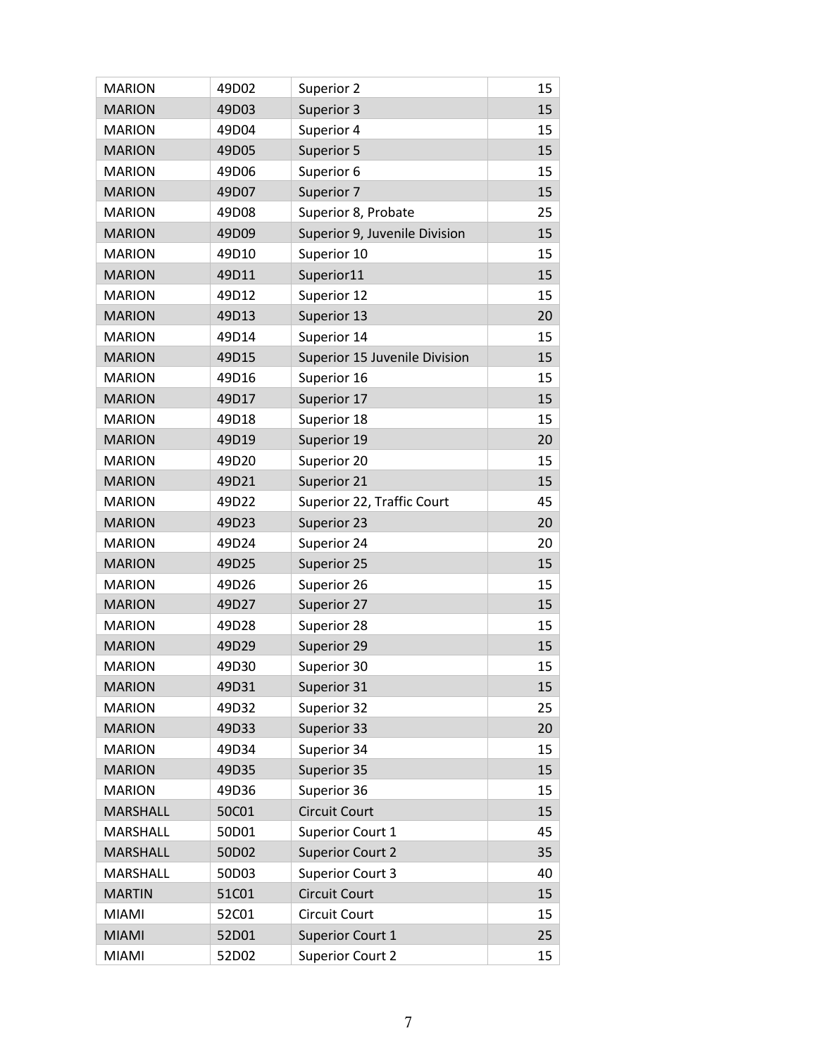| MARION | 49D02 | Superior 2 | 15 |
|---|---|---|---|
| MARION | 49D03 | Superior 3 | 15 |
| MARION | 49D04 | Superior 4 | 15 |
| MARION | 49D05 | Superior 5 | 15 |
| MARION | 49D06 | Superior 6 | 15 |
| MARION | 49D07 | Superior 7 | 15 |
| MARION | 49D08 | Superior 8, Probate | 25 |
| MARION | 49D09 | Superior 9, Juvenile Division | 15 |
| MARION | 49D10 | Superior 10 | 15 |
| MARION | 49D11 | Superior11 | 15 |
| MARION | 49D12 | Superior 12 | 15 |
| MARION | 49D13 | Superior 13 | 20 |
| MARION | 49D14 | Superior 14 | 15 |
| MARION | 49D15 | Superior 15 Juvenile Division | 15 |
| MARION | 49D16 | Superior 16 | 15 |
| MARION | 49D17 | Superior 17 | 15 |
| MARION | 49D18 | Superior 18 | 15 |
| MARION | 49D19 | Superior 19 | 20 |
| MARION | 49D20 | Superior 20 | 15 |
| MARION | 49D21 | Superior 21 | 15 |
| MARION | 49D22 | Superior 22, Traffic Court | 45 |
| MARION | 49D23 | Superior 23 | 20 |
| MARION | 49D24 | Superior 24 | 20 |
| MARION | 49D25 | Superior 25 | 15 |
| MARION | 49D26 | Superior 26 | 15 |
| MARION | 49D27 | Superior 27 | 15 |
| MARION | 49D28 | Superior 28 | 15 |
| MARION | 49D29 | Superior 29 | 15 |
| MARION | 49D30 | Superior 30 | 15 |
| MARION | 49D31 | Superior 31 | 15 |
| MARION | 49D32 | Superior 32 | 25 |
| MARION | 49D33 | Superior 33 | 20 |
| MARION | 49D34 | Superior 34 | 15 |
| MARION | 49D35 | Superior 35 | 15 |
| MARION | 49D36 | Superior 36 | 15 |
| MARSHALL | 50C01 | Circuit Court | 15 |
| MARSHALL | 50D01 | Superior Court 1 | 45 |
| MARSHALL | 50D02 | Superior Court 2 | 35 |
| MARSHALL | 50D03 | Superior Court 3 | 40 |
| MARTIN | 51C01 | Circuit Court | 15 |
| MIAMI | 52C01 | Circuit Court | 15 |
| MIAMI | 52D01 | Superior Court 1 | 25 |
| MIAMI | 52D02 | Superior Court 2 | 15 |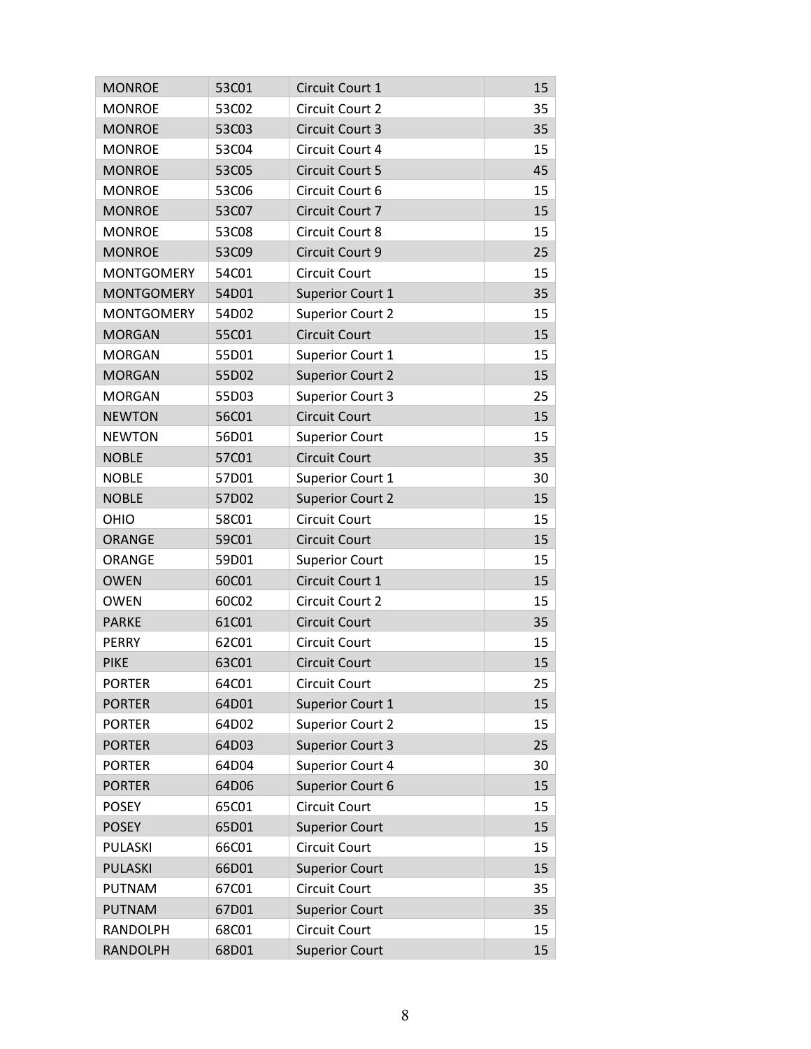| MONROE | 53C01 | Circuit Court 1 | 15 |
|---|---|---|---|
| MONROE | 53C02 | Circuit Court 2 | 35 |
| MONROE | 53C03 | Circuit Court 3 | 35 |
| MONROE | 53C04 | Circuit Court 4 | 15 |
| MONROE | 53C05 | Circuit Court 5 | 45 |
| MONROE | 53C06 | Circuit Court 6 | 15 |
| MONROE | 53C07 | Circuit Court 7 | 15 |
| MONROE | 53C08 | Circuit Court 8 | 15 |
| MONROE | 53C09 | Circuit Court 9 | 25 |
| MONTGOMERY | 54C01 | Circuit Court | 15 |
| MONTGOMERY | 54D01 | Superior Court 1 | 35 |
| MONTGOMERY | 54D02 | Superior Court 2 | 15 |
| MORGAN | 55C01 | Circuit Court | 15 |
| MORGAN | 55D01 | Superior Court 1 | 15 |
| MORGAN | 55D02 | Superior Court 2 | 15 |
| MORGAN | 55D03 | Superior Court 3 | 25 |
| NEWTON | 56C01 | Circuit Court | 15 |
| NEWTON | 56D01 | Superior Court | 15 |
| NOBLE | 57C01 | Circuit Court | 35 |
| NOBLE | 57D01 | Superior Court 1 | 30 |
| NOBLE | 57D02 | Superior Court 2 | 15 |
| OHIO | 58C01 | Circuit Court | 15 |
| ORANGE | 59C01 | Circuit Court | 15 |
| ORANGE | 59D01 | Superior Court | 15 |
| OWEN | 60C01 | Circuit Court 1 | 15 |
| OWEN | 60C02 | Circuit Court 2 | 15 |
| PARKE | 61C01 | Circuit Court | 35 |
| PERRY | 62C01 | Circuit Court | 15 |
| PIKE | 63C01 | Circuit Court | 15 |
| PORTER | 64C01 | Circuit Court | 25 |
| PORTER | 64D01 | Superior Court 1 | 15 |
| PORTER | 64D02 | Superior Court 2 | 15 |
| PORTER | 64D03 | Superior Court 3 | 25 |
| PORTER | 64D04 | Superior Court 4 | 30 |
| PORTER | 64D06 | Superior Court 6 | 15 |
| POSEY | 65C01 | Circuit Court | 15 |
| POSEY | 65D01 | Superior Court | 15 |
| PULASKI | 66C01 | Circuit Court | 15 |
| PULASKI | 66D01 | Superior Court | 15 |
| PUTNAM | 67C01 | Circuit Court | 35 |
| PUTNAM | 67D01 | Superior Court | 35 |
| RANDOLPH | 68C01 | Circuit Court | 15 |
| RANDOLPH | 68D01 | Superior Court | 15 |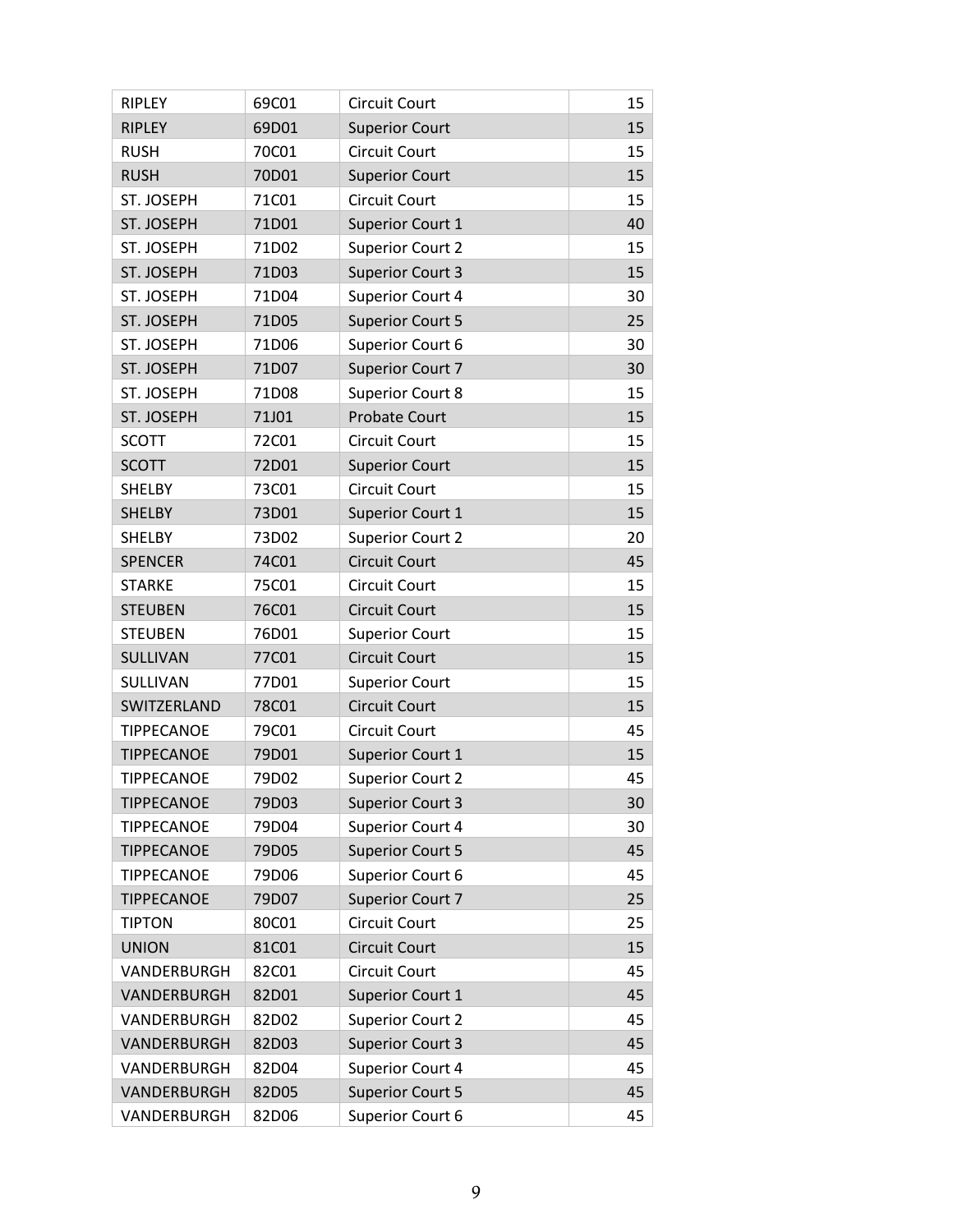| RIPLEY | 69C01 | Circuit Court | 15 |
|---|---|---|---|
| RIPLEY | 69D01 | Superior Court | 15 |
| RUSH | 70C01 | Circuit Court | 15 |
| RUSH | 70D01 | Superior Court | 15 |
| ST. JOSEPH | 71C01 | Circuit Court | 15 |
| ST. JOSEPH | 71D01 | Superior Court 1 | 40 |
| ST. JOSEPH | 71D02 | Superior Court 2 | 15 |
| ST. JOSEPH | 71D03 | Superior Court 3 | 15 |
| ST. JOSEPH | 71D04 | Superior Court 4 | 30 |
| ST. JOSEPH | 71D05 | Superior Court 5 | 25 |
| ST. JOSEPH | 71D06 | Superior Court 6 | 30 |
| ST. JOSEPH | 71D07 | Superior Court 7 | 30 |
| ST. JOSEPH | 71D08 | Superior Court 8 | 15 |
| ST. JOSEPH | 71J01 | Probate Court | 15 |
| SCOTT | 72C01 | Circuit Court | 15 |
| SCOTT | 72D01 | Superior Court | 15 |
| SHELBY | 73C01 | Circuit Court | 15 |
| SHELBY | 73D01 | Superior Court 1 | 15 |
| SHELBY | 73D02 | Superior Court 2 | 20 |
| SPENCER | 74C01 | Circuit Court | 45 |
| STARKE | 75C01 | Circuit Court | 15 |
| STEUBEN | 76C01 | Circuit Court | 15 |
| STEUBEN | 76D01 | Superior Court | 15 |
| SULLIVAN | 77C01 | Circuit Court | 15 |
| SULLIVAN | 77D01 | Superior Court | 15 |
| SWITZERLAND | 78C01 | Circuit Court | 15 |
| TIPPECANOE | 79C01 | Circuit Court | 45 |
| TIPPECANOE | 79D01 | Superior Court 1 | 15 |
| TIPPECANOE | 79D02 | Superior Court 2 | 45 |
| TIPPECANOE | 79D03 | Superior Court 3 | 30 |
| TIPPECANOE | 79D04 | Superior Court 4 | 30 |
| TIPPECANOE | 79D05 | Superior Court 5 | 45 |
| TIPPECANOE | 79D06 | Superior Court 6 | 45 |
| TIPPECANOE | 79D07 | Superior Court 7 | 25 |
| TIPTON | 80C01 | Circuit Court | 25 |
| UNION | 81C01 | Circuit Court | 15 |
| VANDERBURGH | 82C01 | Circuit Court | 45 |
| VANDERBURGH | 82D01 | Superior Court 1 | 45 |
| VANDERBURGH | 82D02 | Superior Court 2 | 45 |
| VANDERBURGH | 82D03 | Superior Court 3 | 45 |
| VANDERBURGH | 82D04 | Superior Court 4 | 45 |
| VANDERBURGH | 82D05 | Superior Court 5 | 45 |
| VANDERBURGH | 82D06 | Superior Court 6 | 45 |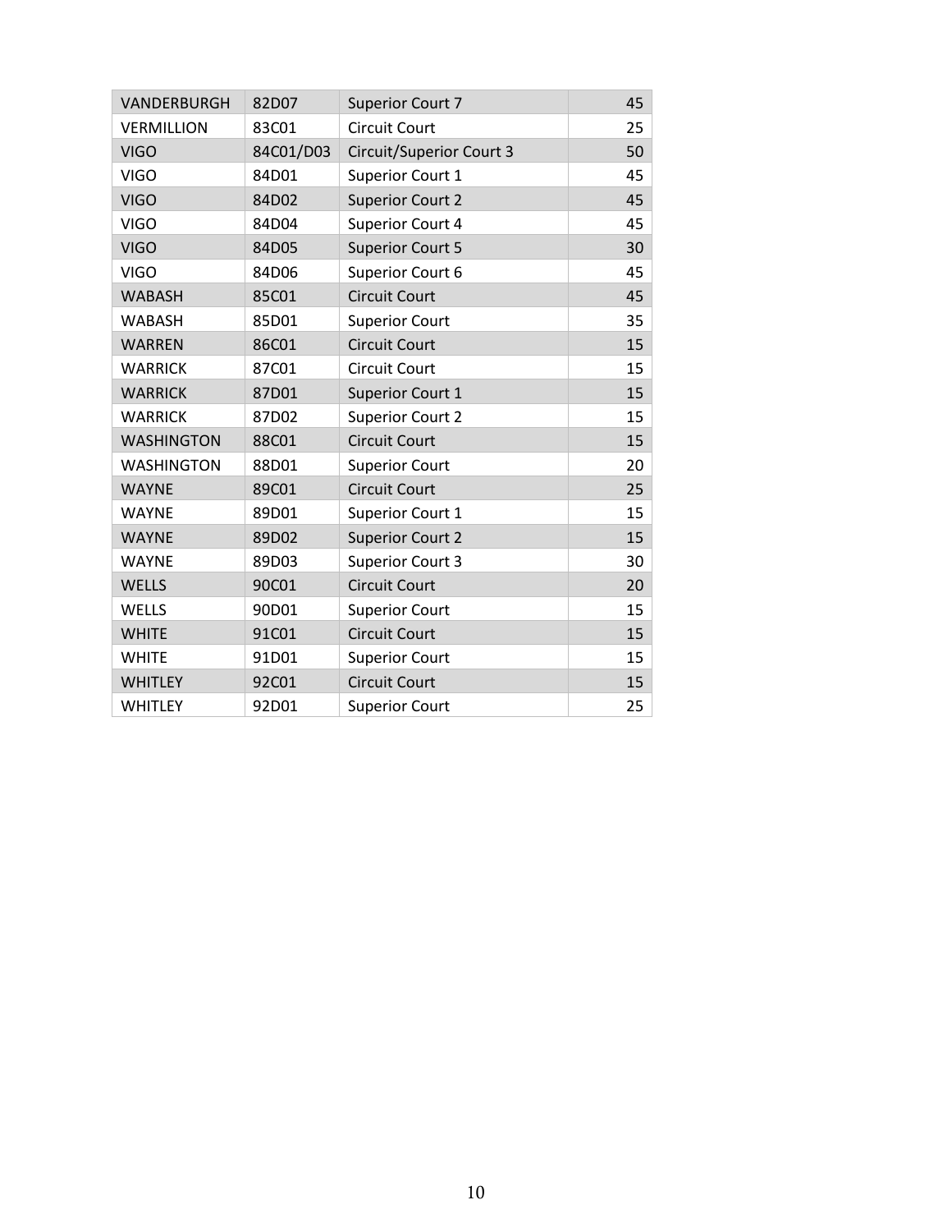| | | | |
|---|---|---|---|
| VANDERBURGH | 82D07 | Superior Court 7 | 45 |
| VERMILLION | 83C01 | Circuit Court | 25 |
| VIGO | 84C01/D03 | Circuit/Superior Court 3 | 50 |
| VIGO | 84D01 | Superior Court 1 | 45 |
| VIGO | 84D02 | Superior Court 2 | 45 |
| VIGO | 84D04 | Superior Court 4 | 45 |
| VIGO | 84D05 | Superior Court 5 | 30 |
| VIGO | 84D06 | Superior Court 6 | 45 |
| WABASH | 85C01 | Circuit Court | 45 |
| WABASH | 85D01 | Superior Court | 35 |
| WARREN | 86C01 | Circuit Court | 15 |
| WARRICK | 87C01 | Circuit Court | 15 |
| WARRICK | 87D01 | Superior Court 1 | 15 |
| WARRICK | 87D02 | Superior Court 2 | 15 |
| WASHINGTON | 88C01 | Circuit Court | 15 |
| WASHINGTON | 88D01 | Superior Court | 20 |
| WAYNE | 89C01 | Circuit Court | 25 |
| WAYNE | 89D01 | Superior Court 1 | 15 |
| WAYNE | 89D02 | Superior Court 2 | 15 |
| WAYNE | 89D03 | Superior Court 3 | 30 |
| WELLS | 90C01 | Circuit Court | 20 |
| WELLS | 90D01 | Superior Court | 15 |
| WHITE | 91C01 | Circuit Court | 15 |
| WHITE | 91D01 | Superior Court | 15 |
| WHITLEY | 92C01 | Circuit Court | 15 |
| WHITLEY | 92D01 | Superior Court | 25 |